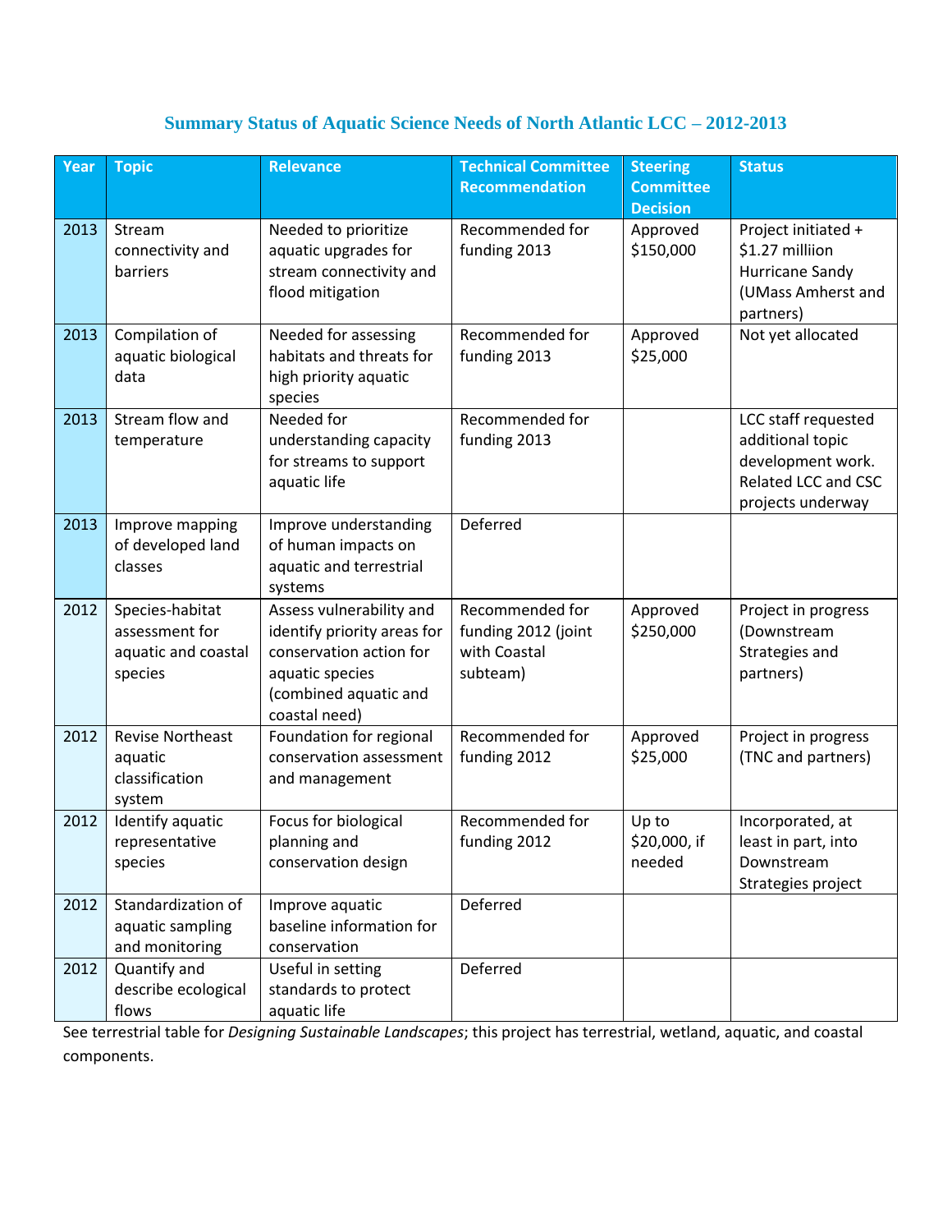# Summary Status of Aquatic Science Needs of North Atlantic LCC – 2012-2013

| Year | Topic | Relevance | Technical Committee Recommendation | Steering Committee Decision | Status |
|---|---|---|---|---|---|
| 2013 | Stream connectivity and barriers | Needed to prioritize aquatic upgrades for stream connectivity and flood mitigation | Recommended for funding 2013 | Approved $150,000 | Project initiated + $1.27 milliion Hurricane Sandy (UMass Amherst and partners) |
| 2013 | Compilation of aquatic biological data | Needed for assessing habitats and threats for high priority aquatic species | Recommended for funding 2013 | Approved $25,000 | Not yet allocated |
| 2013 | Stream flow and temperature | Needed for understanding capacity for streams to support aquatic life | Recommended for funding 2013 | | LCC staff requested additional topic development work. Related LCC and CSC projects underway |
| 2013 | Improve mapping of developed land classes | Improve understanding of human impacts on aquatic and terrestrial systems | Deferred | | |
| 2012 | Species-habitat assessment for aquatic and coastal species | Assess vulnerability and identify priority areas for conservation action for aquatic species (combined aquatic and coastal need) | Recommended for funding 2012 (joint with Coastal subteam) | Approved $250,000 | Project in progress (Downstream Strategies and partners) |
| 2012 | Revise Northeast aquatic classification system | Foundation for regional conservation assessment and management | Recommended for funding 2012 | Approved $25,000 | Project in progress (TNC and partners) |
| 2012 | Identify aquatic representative species | Focus for biological planning and conservation design | Recommended for funding 2012 | Up to $20,000, if needed | Incorporated, at least in part, into Downstream Strategies project |
| 2012 | Standardization of aquatic sampling and monitoring | Improve aquatic baseline information for conservation | Deferred | | |
| 2012 | Quantify and describe ecological flows | Useful in setting standards to protect aquatic life | Deferred | | |

See terrestrial table for *Designing Sustainable Landscapes*; this project has terrestrial, wetland, aquatic, and coastal components.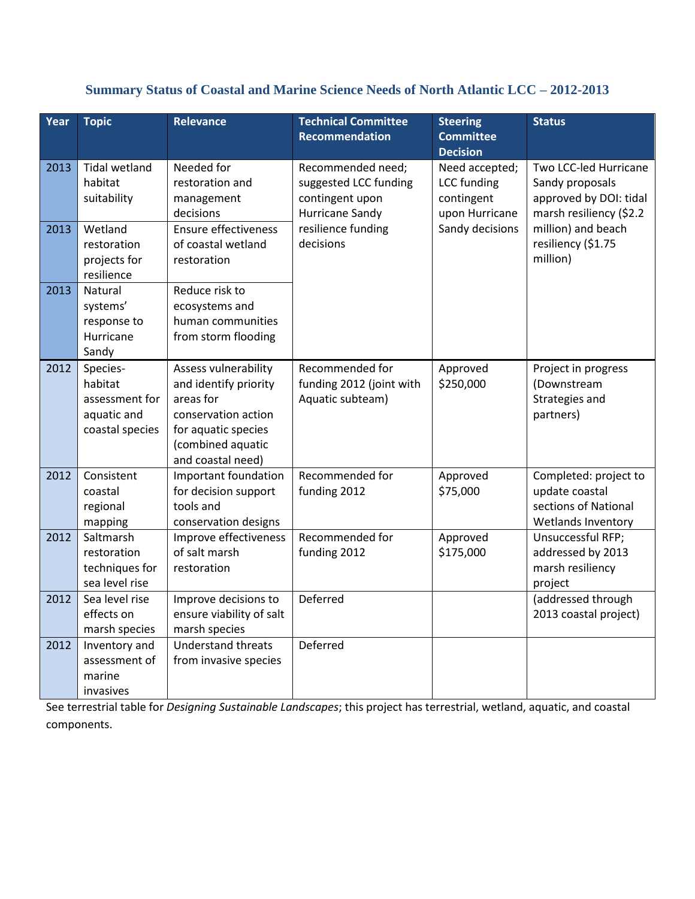# Summary Status of Coastal and Marine Science Needs of North Atlantic LCC – 2012-2013

| Year | Topic | Relevance | Technical Committee Recommendation | Steering Committee Decision | Status |
|---|---|---|---|---|---|
| 2013 | Tidal wetland habitat suitability | Needed for restoration and management decisions | Recommended need; suggested LCC funding contingent upon Hurricane Sandy resilience funding decisions | Need accepted; LCC funding contingent upon Hurricane Sandy decisions | Two LCC-led Hurricane Sandy proposals approved by DOI: tidal marsh resiliency ($2.2 million) and beach resiliency ($1.75 million) |
| 2013 | Wetland restoration projects for resilience | Ensure effectiveness of coastal wetland restoration | | | |
| 2013 | Natural systems' response to Hurricane Sandy | Reduce risk to ecosystems and human communities from storm flooding | | | |
| 2012 | Species-habitat assessment for aquatic and coastal species | Assess vulnerability and identify priority areas for conservation action for aquatic species (combined aquatic and coastal need) | Recommended for funding 2012 (joint with Aquatic subteam) | Approved $250,000 | Project in progress (Downstream Strategies and partners) |
| 2012 | Consistent coastal regional mapping | Important foundation for decision support tools and conservation designs | Recommended for funding 2012 | Approved $75,000 | Completed: project to update coastal sections of National Wetlands Inventory |
| 2012 | Saltmarsh restoration techniques for sea level rise | Improve effectiveness of salt marsh restoration | Recommended for funding 2012 | Approved $175,000 | Unsuccessful RFP; addressed by 2013 marsh resiliency project |
| 2012 | Sea level rise effects on marsh species | Improve decisions to ensure viability of salt marsh species | Deferred | | (addressed through 2013 coastal project) |
| 2012 | Inventory and assessment of marine invasives | Understand threats from invasive species | Deferred | | |

See terrestrial table for *Designing Sustainable Landscapes*; this project has terrestrial, wetland, aquatic, and coastal components.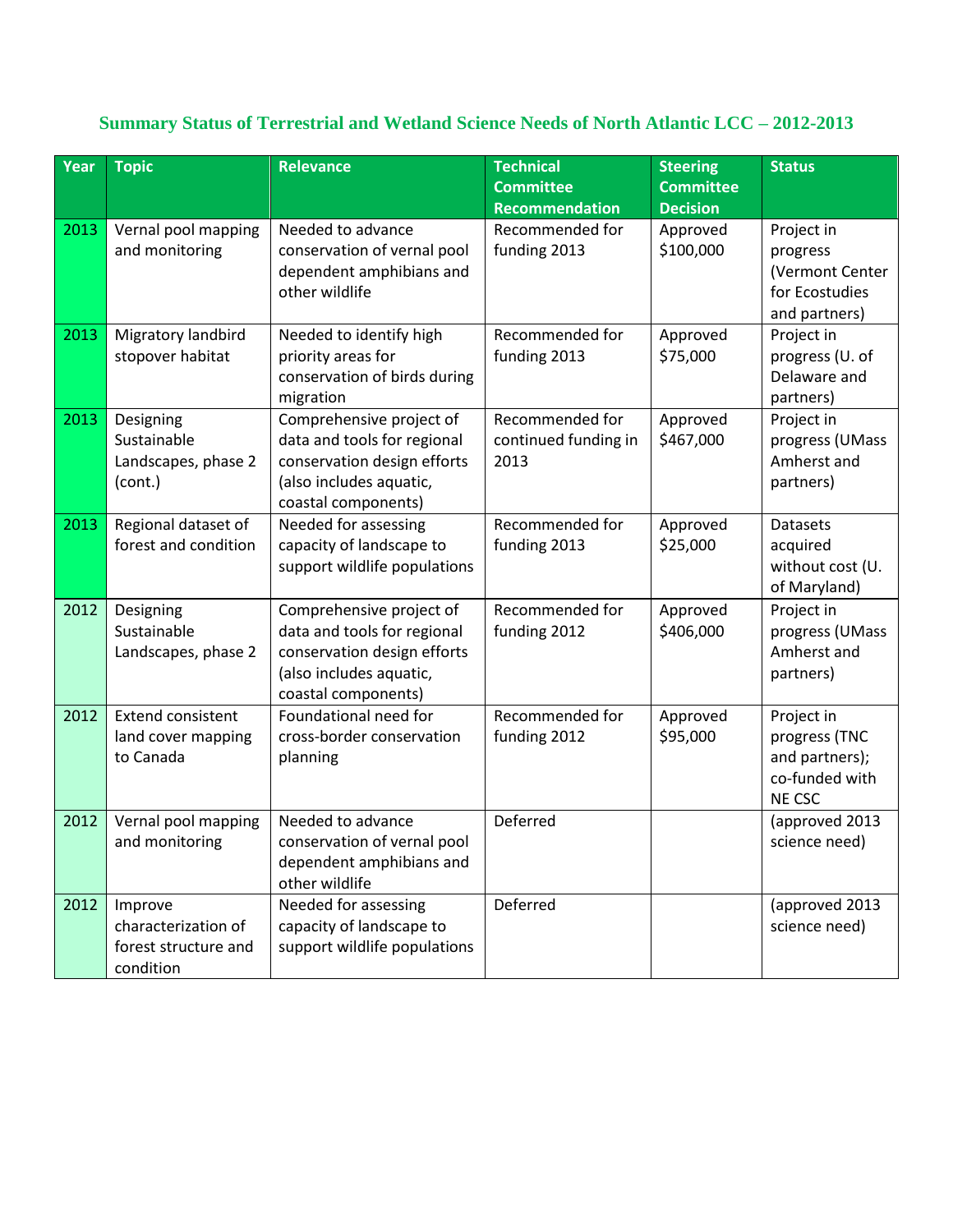## Summary Status of Terrestrial and Wetland Science Needs of North Atlantic LCC – 2012-2013

| Year | Topic | Relevance | Technical Committee Recommendation | Steering Committee Decision | Status |
|---|---|---|---|---|---|
| 2013 | Vernal pool mapping and monitoring | Needed to advance conservation of vernal pool dependent amphibians and other wildlife | Recommended for funding 2013 | Approved $100,000 | Project in progress (Vermont Center for Ecostudies and partners) |
| 2013 | Migratory landbird stopover habitat | Needed to identify high priority areas for conservation of birds during migration | Recommended for funding 2013 | Approved $75,000 | Project in progress (U. of Delaware and partners) |
| 2013 | Designing Sustainable Landscapes, phase 2 (cont.) | Comprehensive project of data and tools for regional conservation design efforts (also includes aquatic, coastal components) | Recommended for continued funding in 2013 | Approved $467,000 | Project in progress (UMass Amherst and partners) |
| 2013 | Regional dataset of forest and condition | Needed for assessing capacity of landscape to support wildlife populations | Recommended for funding 2013 | Approved $25,000 | Datasets acquired without cost (U. of Maryland) |
| 2012 | Designing Sustainable Landscapes, phase 2 | Comprehensive project of data and tools for regional conservation design efforts (also includes aquatic, coastal components) | Recommended for funding 2012 | Approved $406,000 | Project in progress (UMass Amherst and partners) |
| 2012 | Extend consistent land cover mapping to Canada | Foundational need for cross-border conservation planning | Recommended for funding 2012 | Approved $95,000 | Project in progress (TNC and partners); co-funded with NE CSC |
| 2012 | Vernal pool mapping and monitoring | Needed to advance conservation of vernal pool dependent amphibians and other wildlife | Deferred | | (approved 2013 science need) |
| 2012 | Improve characterization of forest structure and condition | Needed for assessing capacity of landscape to support wildlife populations | Deferred | | (approved 2013 science need) |